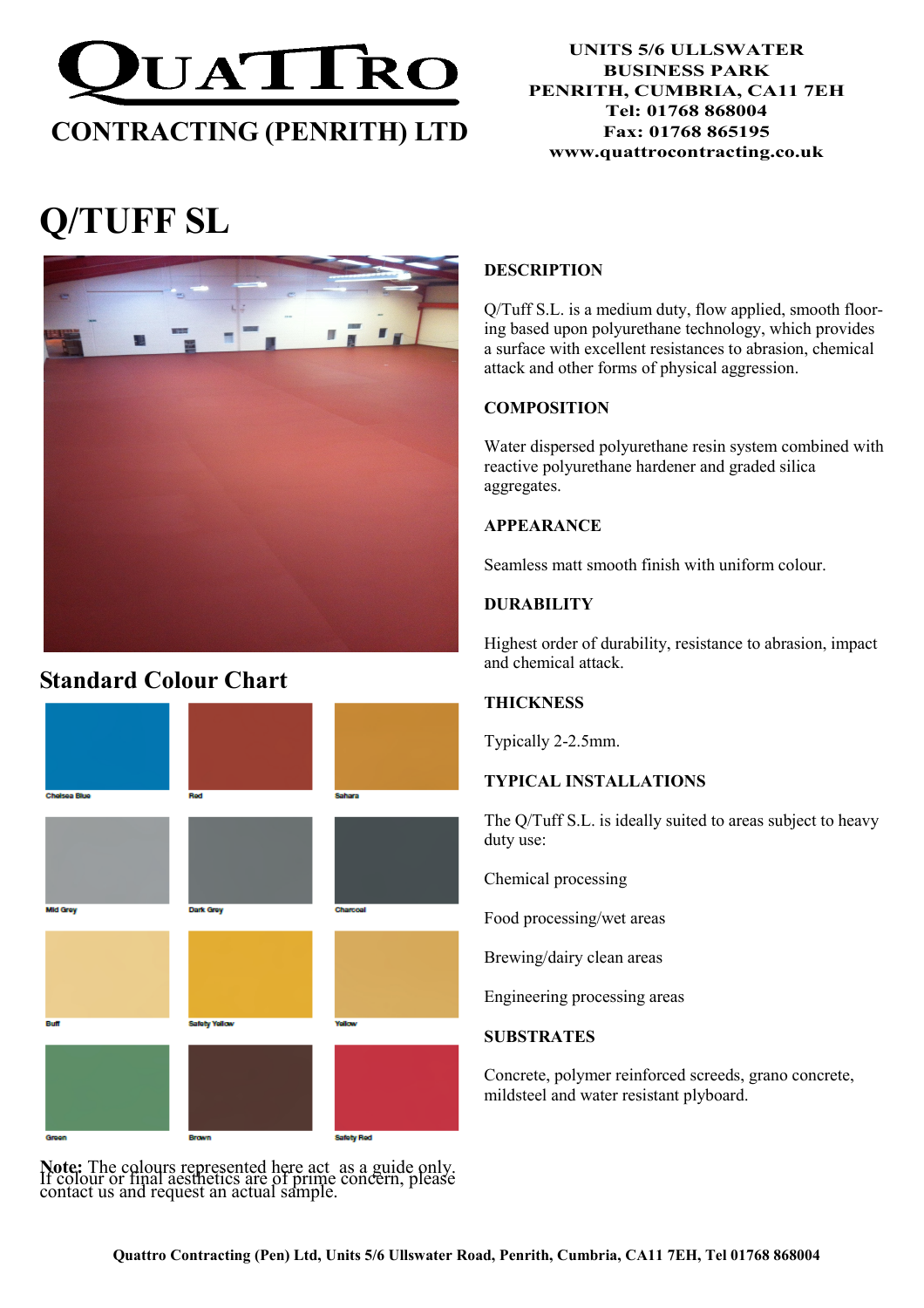# QUATTRO CONTRACTING (PENRITH) LTD

UNITS 5/6 ULLSWATER BUSINESS PARK
PENRITH, CUMBRIA, CA11 7EH
Tel: 01768 868004
Fax: 01768 865195
www.quattrocontracting.co.uk

# Q/TUFF SL

## Standard Colour Chart

Chelsea Blue | Red | Sahara

Mid Grey | Dark Grey | Charcoal

Buff | Safety Yellow | Yellow

Green | Brown | Safety Red

**Note:** The colours represented here act as a guide only. If colour or final aesthetics are of prime concern, please contact us and request an actual sample.

### DESCRIPTION

Q/Tuff S.L. is a medium duty, flow applied, smooth flooring based upon polyurethane technology, which provides a surface with excellent resistances to abrasion, chemical attack and other forms of physical aggression.

### COMPOSITION

Water dispersed polyurethane resin system combined with reactive polyurethane hardener and graded silica aggregates.

### APPEARANCE

Seamless matt smooth finish with uniform colour.

### DURABILITY

Highest order of durability, resistance to abrasion, impact and chemical attack.

### THICKNESS

Typically 2-2.5mm.

### TYPICAL INSTALLATIONS

The Q/Tuff S.L. is ideally suited to areas subject to heavy duty use:

Chemical processing

Food processing/wet areas

Brewing/dairy clean areas

Engineering processing areas

### SUBSTRATES

Concrete, polymer reinforced screeds, grano concrete, mildsteel and water resistant plyboard.

Quattro Contracting (Pen) Ltd, Units 5/6 Ullswater Road, Penrith, Cumbria, CA11 7EH, Tel 01768 868004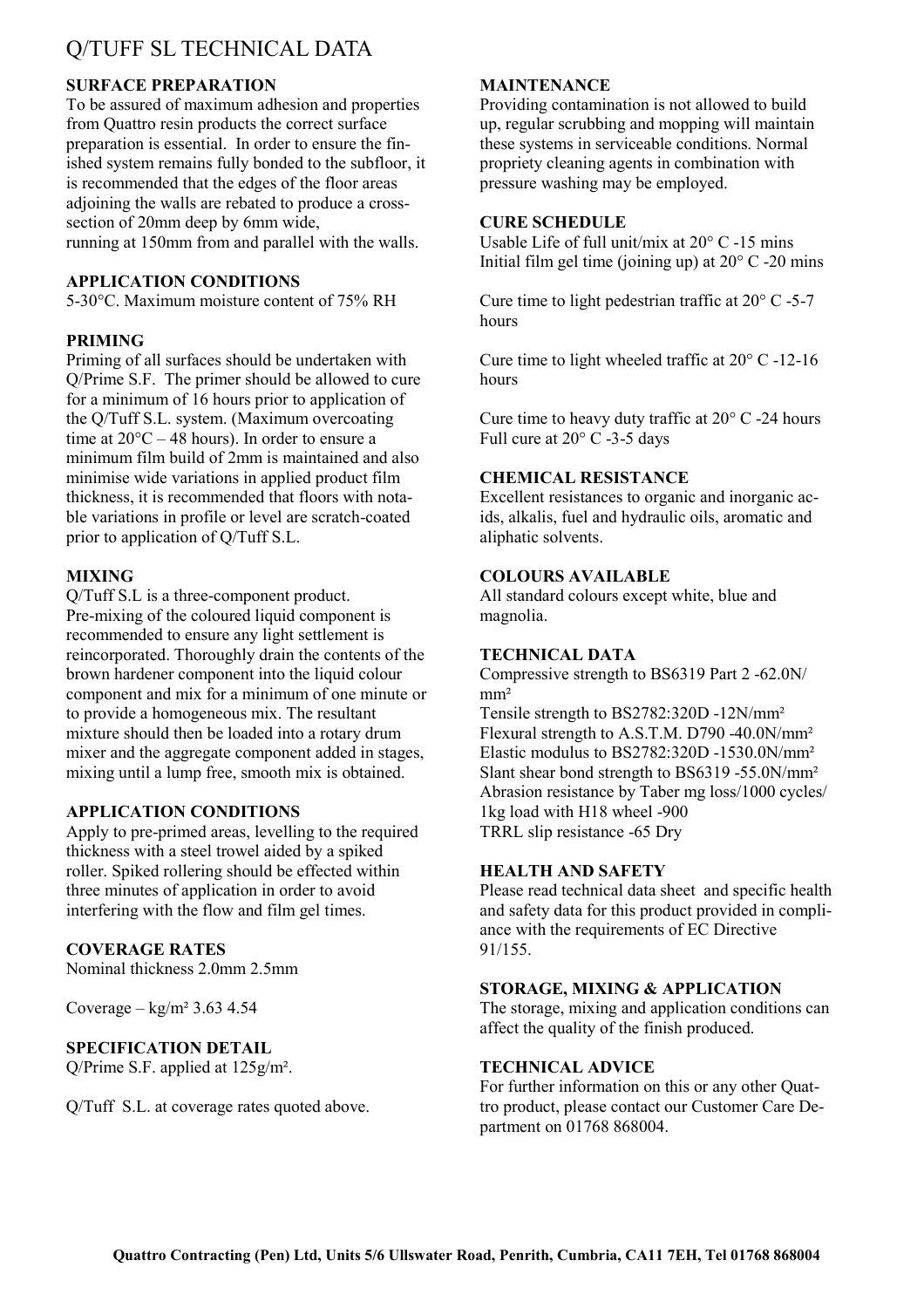# Q/TUFF SL TECHNICAL DATA

### SURFACE PREPARATION

To be assured of maximum adhesion and properties from Quattro resin products the correct surface preparation is essential. In order to ensure the finished system remains fully bonded to the subfloor, it is recommended that the edges of the floor areas adjoining the walls are rebated to produce a cross-section of 20mm deep by 6mm wide, running at 150mm from and parallel with the walls.

### APPLICATION CONDITIONS

5-30°C. Maximum moisture content of 75% RH

### PRIMING

Priming of all surfaces should be undertaken with Q/Prime S.F. The primer should be allowed to cure for a minimum of 16 hours prior to application of the Q/Tuff S.L. system. (Maximum overcoating time at 20°C – 48 hours). In order to ensure a minimum film build of 2mm is maintained and also minimise wide variations in applied product film thickness, it is recommended that floors with notable variations in profile or level are scratch-coated prior to application of Q/Tuff S.L.

### MIXING

Q/Tuff S.L is a three-component product. Pre-mixing of the coloured liquid component is recommended to ensure any light settlement is reincorporated. Thoroughly drain the contents of the brown hardener component into the liquid colour component and mix for a minimum of one minute or to provide a homogeneous mix. The resultant mixture should then be loaded into a rotary drum mixer and the aggregate component added in stages, mixing until a lump free, smooth mix is obtained.

### APPLICATION CONDITIONS

Apply to pre-primed areas, levelling to the required thickness with a steel trowel aided by a spiked roller. Spiked rollering should be effected within three minutes of application in order to avoid interfering with the flow and film gel times.

### COVERAGE RATES

Nominal thickness 2.0mm 2.5mm

Coverage – kg/m² 3.63 4.54

### SPECIFICATION DETAIL

Q/Prime S.F. applied at 125g/m².

Q/Tuff S.L. at coverage rates quoted above.

### MAINTENANCE

Providing contamination is not allowed to build up, regular scrubbing and mopping will maintain these systems in serviceable conditions. Normal propriety cleaning agents in combination with pressure washing may be employed.

### CURE SCHEDULE

Usable Life of full unit/mix at 20° C -15 mins
Initial film gel time (joining up) at 20° C -20 mins

Cure time to light pedestrian traffic at 20° C -5-7 hours

Cure time to light wheeled traffic at 20° C -12-16 hours

Cure time to heavy duty traffic at 20° C -24 hours
Full cure at 20° C -3-5 days

### CHEMICAL RESISTANCE

Excellent resistances to organic and inorganic acids, alkalis, fuel and hydraulic oils, aromatic and aliphatic solvents.

### COLOURS AVAILABLE

All standard colours except white, blue and magnolia.

### TECHNICAL DATA

Compressive strength to BS6319 Part 2 -62.0N/mm²
Tensile strength to BS2782:320D -12N/mm²
Flexural strength to A.S.T.M. D790 -40.0N/mm²
Elastic modulus to BS2782:320D -1530.0N/mm²
Slant shear bond strength to BS6319 -55.0N/mm²
Abrasion resistance by Taber mg loss/1000 cycles/1kg load with H18 wheel -900
TRRL slip resistance -65 Dry

### HEALTH AND SAFETY

Please read technical data sheet and specific health and safety data for this product provided in compliance with the requirements of EC Directive 91/155.

### STORAGE, MIXING & APPLICATION

The storage, mixing and application conditions can affect the quality of the finish produced.

### TECHNICAL ADVICE

For further information on this or any other Quattro product, please contact our Customer Care Department on 01768 868004.

**Quattro Contracting (Pen) Ltd, Units 5/6 Ullswater Road, Penrith, Cumbria, CA11 7EH, Tel 01768 868004**